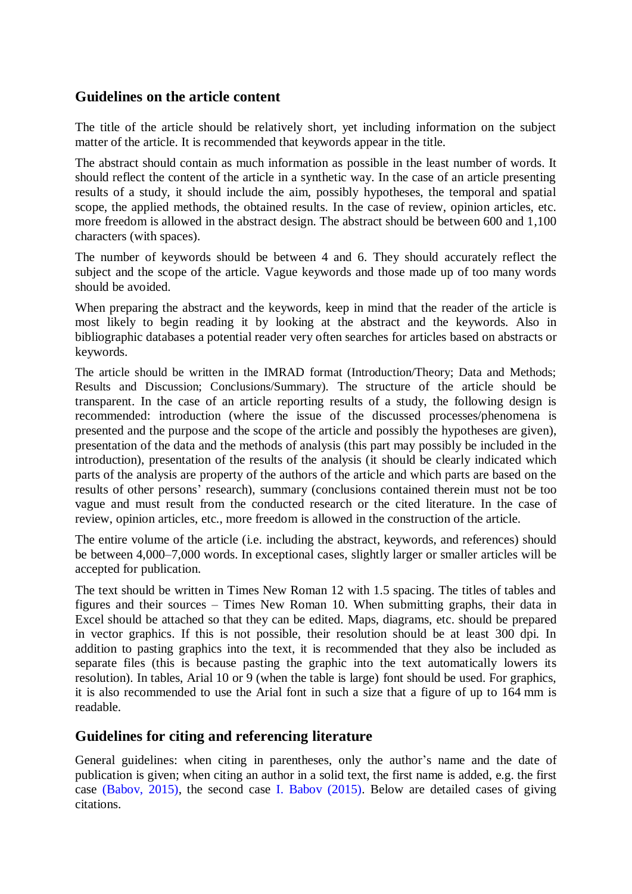## Guidelines on the article content

The title of the article should be relatively short, yet including information on the subject matter of the article. It is recommended that keywords appear in the title.

The abstract should contain as much information as possible in the least number of words. It should reflect the content of the article in a synthetic way. In the case of an article presenting results of a study, it should include the aim, possibly hypotheses, the temporal and spatial scope, the applied methods, the obtained results. In the case of review, opinion articles, etc. more freedom is allowed in the abstract design. The abstract should be between 600 and 1,100 characters (with spaces).

The number of keywords should be between 4 and 6. They should accurately reflect the subject and the scope of the article. Vague keywords and those made up of too many words should be avoided.

When preparing the abstract and the keywords, keep in mind that the reader of the article is most likely to begin reading it by looking at the abstract and the keywords. Also in bibliographic databases a potential reader very often searches for articles based on abstracts or keywords.

The article should be written in the IMRAD format (Introduction/Theory; Data and Methods; Results and Discussion; Conclusions/Summary). The structure of the article should be transparent. In the case of an article reporting results of a study, the following design is recommended: introduction (where the issue of the discussed processes/phenomena is presented and the purpose and the scope of the article and possibly the hypotheses are given), presentation of the data and the methods of analysis (this part may possibly be included in the introduction), presentation of the results of the analysis (it should be clearly indicated which parts of the analysis are property of the authors of the article and which parts are based on the results of other persons' research), summary (conclusions contained therein must not be too vague and must result from the conducted research or the cited literature. In the case of review, opinion articles, etc., more freedom is allowed in the construction of the article.

The entire volume of the article (i.e. including the abstract, keywords, and references) should be between 4,000–7,000 words. In exceptional cases, slightly larger or smaller articles will be accepted for publication.

The text should be written in Times New Roman 12 with 1.5 spacing. The titles of tables and figures and their sources – Times New Roman 10. When submitting graphs, their data in Excel should be attached so that they can be edited. Maps, diagrams, etc. should be prepared in vector graphics. If this is not possible, their resolution should be at least 300 dpi. In addition to pasting graphics into the text, it is recommended that they also be included as separate files (this is because pasting the graphic into the text automatically lowers its resolution). In tables, Arial 10 or 9 (when the table is large) font should be used. For graphics, it is also recommended to use the Arial font in such a size that a figure of up to 164 mm is readable.

## Guidelines for citing and referencing literature

General guidelines: when citing in parentheses, only the author's name and the date of publication is given; when citing an author in a solid text, the first name is added, e.g. the first case (Babov, 2015), the second case I. Babov (2015). Below are detailed cases of giving citations.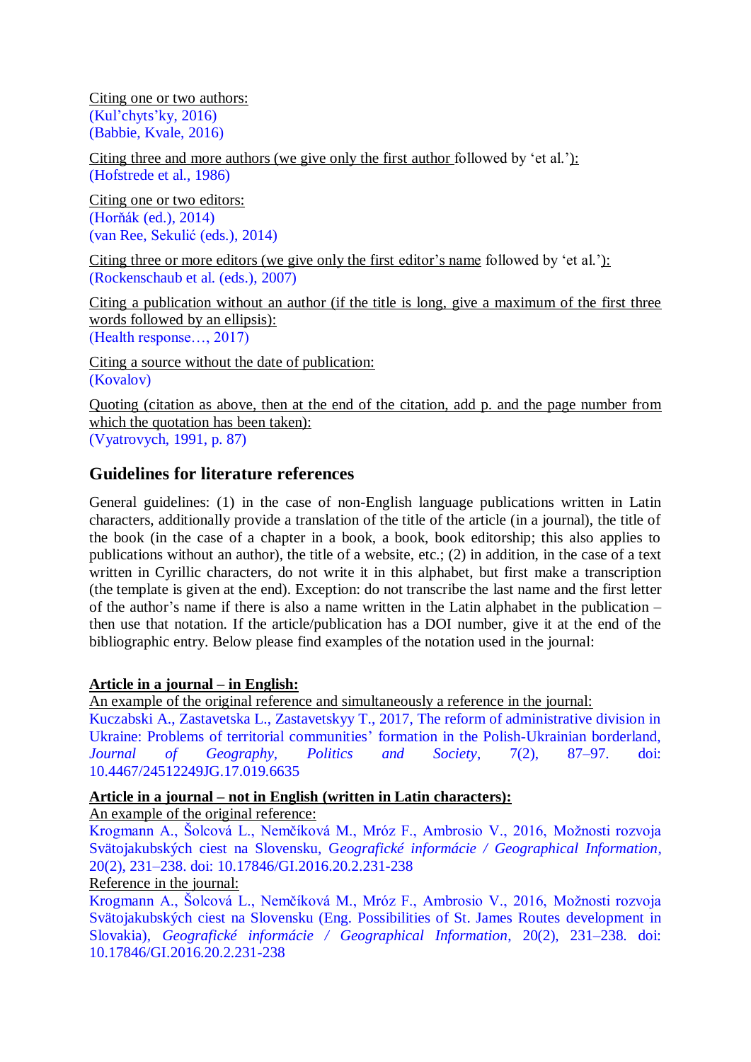Citing one or two authors:
(Kul'chyts'ky, 2016)
(Babbie, Kvale, 2016)

Citing three and more authors (we give only the first author followed by 'et al.'):
(Hofstrede et al., 1986)

Citing one or two editors:
(Horňák (ed.), 2014)
(van Ree, Sekulić (eds.), 2014)

Citing three or more editors (we give only the first editor's name followed by 'et al.'):
(Rockenschaub et al. (eds.), 2007)

Citing a publication without an author (if the title is long, give a maximum of the first three words followed by an ellipsis):
(Health response…, 2017)

Citing a source without the date of publication:
(Kovalov)

Quoting (citation as above, then at the end of the citation, add p. and the page number from which the quotation has been taken):
(Vyatrovych, 1991, p. 87)

## Guidelines for literature references

General guidelines: (1) in the case of non-English language publications written in Latin characters, additionally provide a translation of the title of the article (in a journal), the title of the book (in the case of a chapter in a book, a book, book editorship; this also applies to publications without an author), the title of a website, etc.; (2) in addition, in the case of a text written in Cyrillic characters, do not write it in this alphabet, but first make a transcription (the template is given at the end). Exception: do not transcribe the last name and the first letter of the author's name if there is also a name written in the Latin alphabet in the publication – then use that notation. If the article/publication has a DOI number, give it at the end of the bibliographic entry. Below please find examples of the notation used in the journal:

**Article in a journal – in English:**

An example of the original reference and simultaneously a reference in the journal:

Kuczabski A., Zastavetska L., Zastavetskyy T., 2017, The reform of administrative division in Ukraine: Problems of territorial communities' formation in the Polish-Ukrainian borderland, *Journal of Geography, Politics and Society*, 7(2), 87–97. doi: 10.4467/24512249JG.17.019.6635

**Article in a journal – not in English (written in Latin characters):**

An example of the original reference:

Krogmann A., Šolcová L., Nemčíková M., Mróz F., Ambrosio V., 2016, Možnosti rozvoja Svätojakubských ciest na Slovensku, *Geografické informácie / Geographical Information*, 20(2), 231–238. doi: 10.17846/GI.2016.20.2.231-238

Reference in the journal:

Krogmann A., Šolcová L., Nemčíková M., Mróz F., Ambrosio V., 2016, Možnosti rozvoja Svätojakubských ciest na Slovensku (Eng. Possibilities of St. James Routes development in Slovakia), *Geografické informácie / Geographical Information*, 20(2), 231–238. doi: 10.17846/GI.2016.20.2.231-238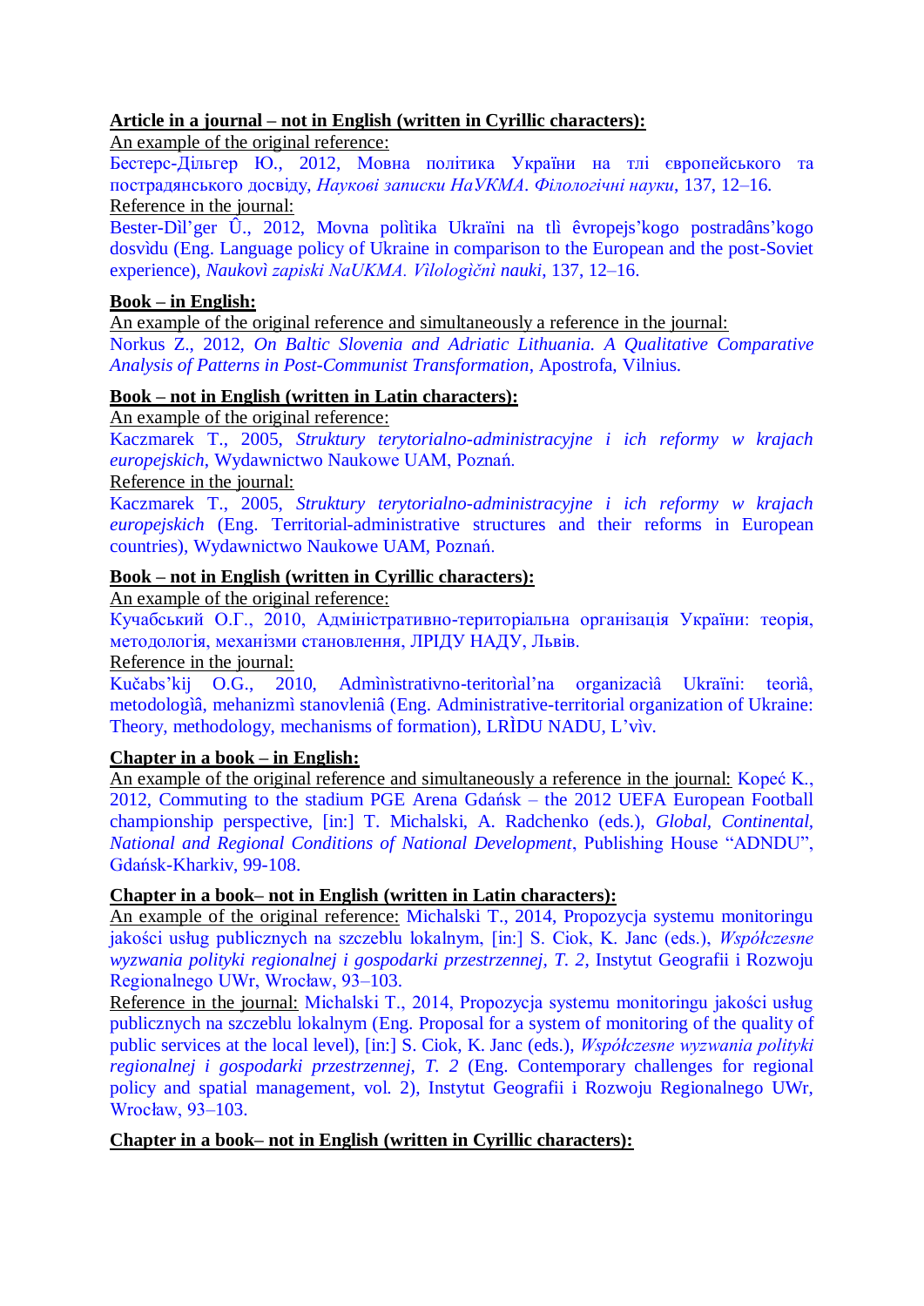**<u>Article in a journal – not in English (written in Cyrillic characters):</u>**

<u>An example of the original reference:</u>

Бестерс-Дільгер Ю., 2012, Мовна політика України на тлі європейського та пострадянського досвіду, *Наукові записки НаУКМА. Філологічні науки*, 137, 12–16.

<u>Reference in the journal:</u>

Bester-Dìl'ger Û., 2012, Movna polìtika Ukraïni na tlì êvropejs'kogo postradâns'kogo dosvìdu (Eng. Language policy of Ukraine in comparison to the European and the post-Soviet experience), *Naukovì zapiski NaUKMA. Vìlologìčnì nauki*, 137, 12–16.

**<u>Book – in English:</u>**

<u>An example of the original reference and simultaneously a reference in the journal:</u>

Norkus Z., 2012, *On Baltic Slovenia and Adriatic Lithuania. A Qualitative Comparative Analysis of Patterns in Post-Communist Transformation*, Apostrofa, Vilnius.

**<u>Book – not in English (written in Latin characters):</u>**

<u>An example of the original reference:</u>

Kaczmarek T., 2005, *Struktury terytorialno-administracyjne i ich reformy w krajach europejskich*, Wydawnictwo Naukowe UAM, Poznań.

<u>Reference in the journal:</u>

Kaczmarek T., 2005, *Struktury terytorialno-administracyjne i ich reformy w krajach europejskich* (Eng. Territorial-administrative structures and their reforms in European countries), Wydawnictwo Naukowe UAM, Poznań.

**<u>Book – not in English (written in Cyrillic characters):</u>**

<u>An example of the original reference:</u>

Кучабський О.Г., 2010, Адміністративно-територіальна організація України: теорія, методологія, механізми становлення, ЛРІДУ НАДУ, Львів.

<u>Reference in the journal:</u>

Kučabs'kij O.G., 2010, Admìnìstrativno-teritorìal'na organizacìâ Ukraïni: teorìâ, metodologìâ, mehanizmì stanovlenìâ (Eng. Administrative-territorial organization of Ukraine: Theory, methodology, mechanisms of formation), LRÌDU NADU, L'vìv.

**<u>Chapter in a book – in English:</u>**

<u>An example of the original reference and simultaneously a reference in the journal:</u> Kopeć K., 2012, Commuting to the stadium PGE Arena Gdańsk – the 2012 UEFA European Football championship perspective, [in:] T. Michalski, A. Radchenko (eds.), *Global, Continental, National and Regional Conditions of National Development*, Publishing House "ADNDU", Gdańsk-Kharkiv, 99-108.

**<u>Chapter in a book– not in English (written in Latin characters):</u>**

<u>An example of the original reference:</u> Michalski T., 2014, Propozycja systemu monitoringu jakości usług publicznych na szczeblu lokalnym, [in:] S. Ciok, K. Janc (eds.), *Współczesne wyzwania polityki regionalnej i gospodarki przestrzennej, T. 2*, Instytut Geografii i Rozwoju Regionalnego UWr, Wrocław, 93–103.

<u>Reference in the journal:</u> Michalski T., 2014, Propozycja systemu monitoringu jakości usług publicznych na szczeblu lokalnym (Eng. Proposal for a system of monitoring of the quality of public services at the local level), [in:] S. Ciok, K. Janc (eds.), *Współczesne wyzwania polityki regionalnej i gospodarki przestrzennej, T. 2* (Eng. Contemporary challenges for regional policy and spatial management, vol. 2), Instytut Geografii i Rozwoju Regionalnego UWr, Wrocław, 93–103.

**<u>Chapter in a book– not in English (written in Cyrillic characters):</u>**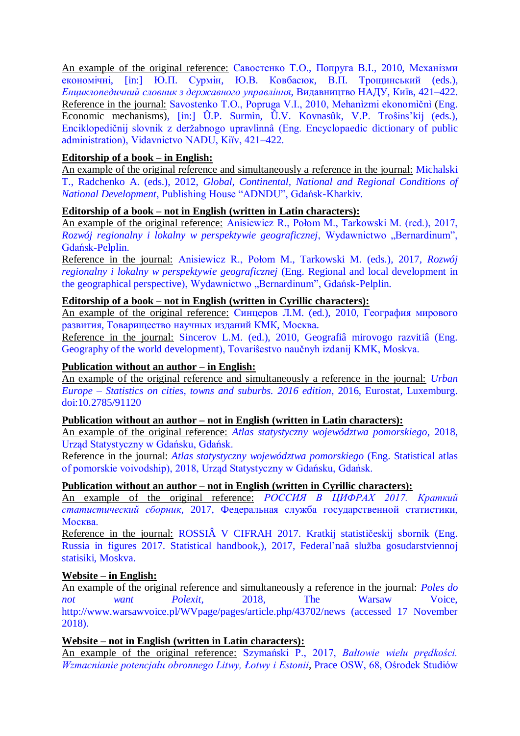An example of the original reference: Савостенко Т.О., Попруга В.І., 2010, Механізми економічні, [in:] Ю.П. Сурмін, Ю.В. Ковбасюк, В.П. Трощинський (eds.), *Енциклопедичний словник з державного управління*, Видавництво НАДУ, Київ, 421–422.
Reference in the journal: Savostenko T.O., Popruga V.I., 2010, Mehanìzmi ekonomìčnì (Eng. Economic mechanisms), [in:] Û.P. Surmìn, Û.V. Kovnasûk, V.P. Trošins'kij (eds.), Enciklopedičnij slovnik z deržabnogo upravlìnnâ (Eng. Encyclopaedic dictionary of public administration), Vidavnictvo NADU, Kiïv, 421–422.

**Editorship of a book – in English:**
An example of the original reference and simultaneously a reference in the journal: Michalski T., Radchenko A. (eds.), 2012, *Global, Continental, National and Regional Conditions of National Development*, Publishing House "ADNDU", Gdańsk-Kharkiv.

**Editorship of a book – not in English (written in Latin characters):**
An example of the original reference: Anisiewicz R., Połom M., Tarkowski M. (red.), 2017, *Rozwój regionalny i lokalny w perspektywie geograficznej*, Wydawnictwo „Bernardinum", Gdańsk-Pelplin.
Reference in the journal: Anisiewicz R., Połom M., Tarkowski M. (eds.), 2017, *Rozwój regionalny i lokalny w perspektywie geograficznej* (Eng. Regional and local development in the geographical perspective), Wydawnictwo „Bernardinum", Gdańsk-Pelplin.

**Editorship of a book – not in English (written in Cyrillic characters):**
An example of the original reference: Синцеров Л.М. (ed.), 2010, География мирового развития, Товарищество научных изданий КМК, Москва.
Reference in the journal: Sincerov L.M. (ed.), 2010, Geografiâ mirovogo razvitiâ (Eng. Geography of the world development), Tovariŝestvo naučnyh izdanij KMK, Moskva.

**Publication without an author – in English:**
An example of the original reference and simultaneously a reference in the journal: *Urban Europe – Statistics on cities, towns and suburbs. 2016 edition*, 2016, Eurostat, Luxemburg. doi:10.2785/91120

**Publication without an author – not in English (written in Latin characters):**
An example of the original reference: *Atlas statystyczny województwa pomorskiego*, 2018, Urząd Statystyczny w Gdańsku, Gdańsk.
Reference in the journal: *Atlas statystyczny województwa pomorskiego* (Eng. Statistical atlas of pomorskie voivodship), 2018, Urząd Statystyczny w Gdańsku, Gdańsk.

**Publication without an author – not in English (written in Cyrillic characters):**
An example of the original reference: *РОССИЯ В ЦИФРАХ 2017. Краткий статистический сборник*, 2017, Федеральная служба государственной статистики, Москва.
Reference in the journal: ROSSIÂ V CIFRAH 2017. Kratkij statističeskij sbornik (Eng. Russia in figures 2017. Statistical handbook,), 2017, Federal'naâ služba gosudarstviennoj statisiki, Moskva.

**Website – in English:**
An example of the original reference and simultaneously a reference in the journal: *Poles do not want Polexit*, 2018, The Warsaw Voice, http://www.warsawvoice.pl/WVpage/pages/article.php/43702/news (accessed 17 November 2018).

**Website – not in English (written in Latin characters):**
An example of the original reference: Szymański P., 2017, *Bałtowie wielu prędkości. Wzmacnianie potencjału obronnego Litwy, Łotwy i Estonii*, Prace OSW, 68, Ośrodek Studiów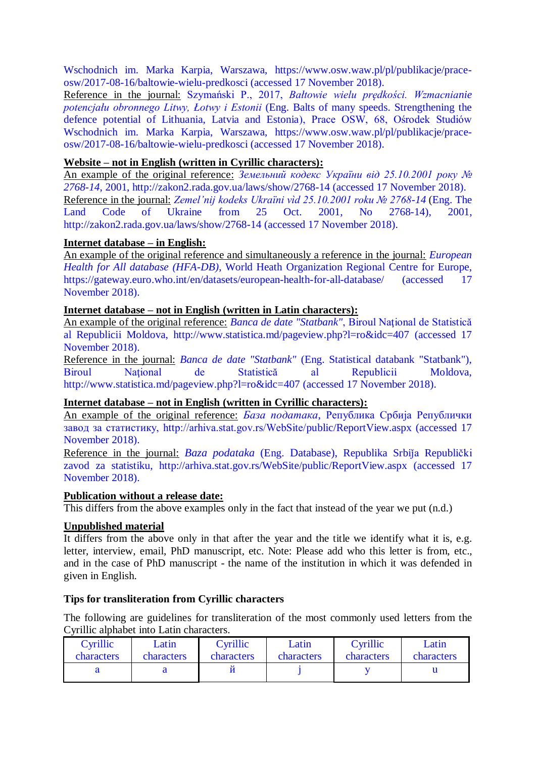Wschodnich im. Marka Karpia, Warszawa, https://www.osw.waw.pl/pl/publikacje/prace-osw/2017-08-16/baltowie-wielu-predkosci (accessed 17 November 2018).

Reference in the journal: Szymański P., 2017, *Bałtowie wielu prędkości. Wzmacnianie potencjału obronnego Litwy, Łotwy i Estonii* (Eng. Balts of many speeds. Strengthening the defence potential of Lithuania, Latvia and Estonia), Prace OSW, 68, Ośrodek Studiów Wschodnich im. Marka Karpia, Warszawa, https://www.osw.waw.pl/pl/publikacje/prace-osw/2017-08-16/baltowie-wielu-predkosci (accessed 17 November 2018).

**Website – not in English (written in Cyrillic characters):**

An example of the original reference: *Земельний кодекс України від 25.10.2001 року № 2768-14*, 2001, http://zakon2.rada.gov.ua/laws/show/2768-14 (accessed 17 November 2018).

Reference in the journal: *Zemel'nij kodeks Ukraïni vìd 25.10.2001 roku № 2768-14* (Eng. The Land Code of Ukraine from 25 Oct. 2001, No 2768-14), 2001, http://zakon2.rada.gov.ua/laws/show/2768-14 (accessed 17 November 2018).

**Internet database – in English:**

An example of the original reference and simultaneously a reference in the journal: *European Health for All database (HFA-DB)*, World Heath Organization Regional Centre for Europe, https://gateway.euro.who.int/en/datasets/european-health-for-all-database/ (accessed 17 November 2018).

**Internet database – not in English (written in Latin characters):**

An example of the original reference: *Banca de date "Statbank"*, Biroul Naţional de Statistică al Republicii Moldova, http://www.statistica.md/pageview.php?l=ro&idc=407 (accessed 17 November 2018).

Reference in the journal: *Banca de date "Statbank"* (Eng. Statistical databank "Statbank"), Biroul Naţional de Statistică al Republicii Moldova, http://www.statistica.md/pageview.php?l=ro&idc=407 (accessed 17 November 2018).

**Internet database – not in English (written in Cyrillic characters):**

An example of the original reference: *База података*, Република Србија Републички завод за статистику, http://arhiva.stat.gov.rs/WebSite/public/ReportView.aspx (accessed 17 November 2018).

Reference in the journal: *Baza podataka* (Eng. Database), Republika Srbija Republički zavod za statistiku, http://arhiva.stat.gov.rs/WebSite/public/ReportView.aspx (accessed 17 November 2018).

**Publication without a release date:**

This differs from the above examples only in the fact that instead of the year we put (n.d.)

**Unpublished material**

It differs from the above only in that after the year and the title we identify what it is, e.g. letter, interview, email, PhD manuscript, etc. Note: Please add who this letter is from, etc., and in the case of PhD manuscript - the name of the institution in which it was defended in given in English.

**Tips for transliteration from Cyrillic characters**

The following are guidelines for transliteration of the most commonly used letters from the Cyrillic alphabet into Latin characters.

| Cyrillic characters | Latin characters | Cyrillic characters | Latin characters | Cyrillic characters | Latin characters |
|---|---|---|---|---|---|
| а | a | й | j | у | u |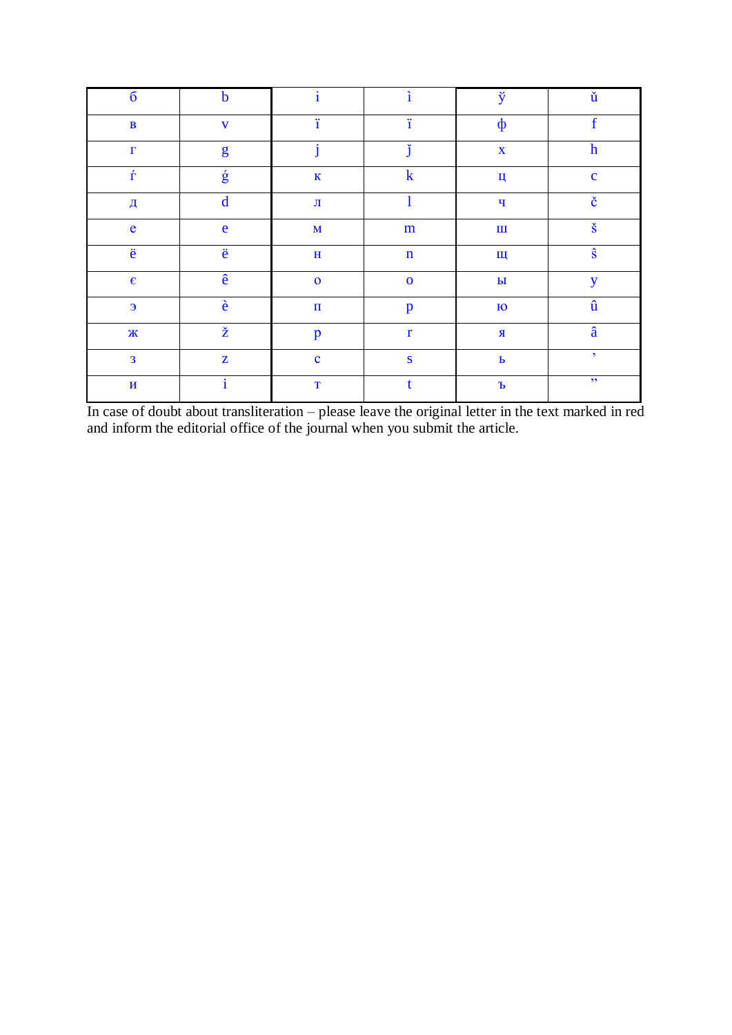| | | | | | |
|---|---|---|---|---|---|
| б | b | і | ì | ў | ŭ |
| в | v | ї | ï | ф | f |
| г | g | j | ǰ | х | h |
| ґ | ǵ | к | k | ц | c |
| д | d | л | l | ч | č |
| е | e | м | m | ш | š |
| ё | ë | н | n | щ | ŝ |
| є | ê | о | o | ы | y |
| э | è | п | p | ю | û |
| ж | ž | р | r | я | â |
| з | z | с | s | ь | ’ |
| и | i | т | t | ъ | ” |

In case of doubt about transliteration – please leave the original letter in the text marked in red and inform the editorial office of the journal when you submit the article.